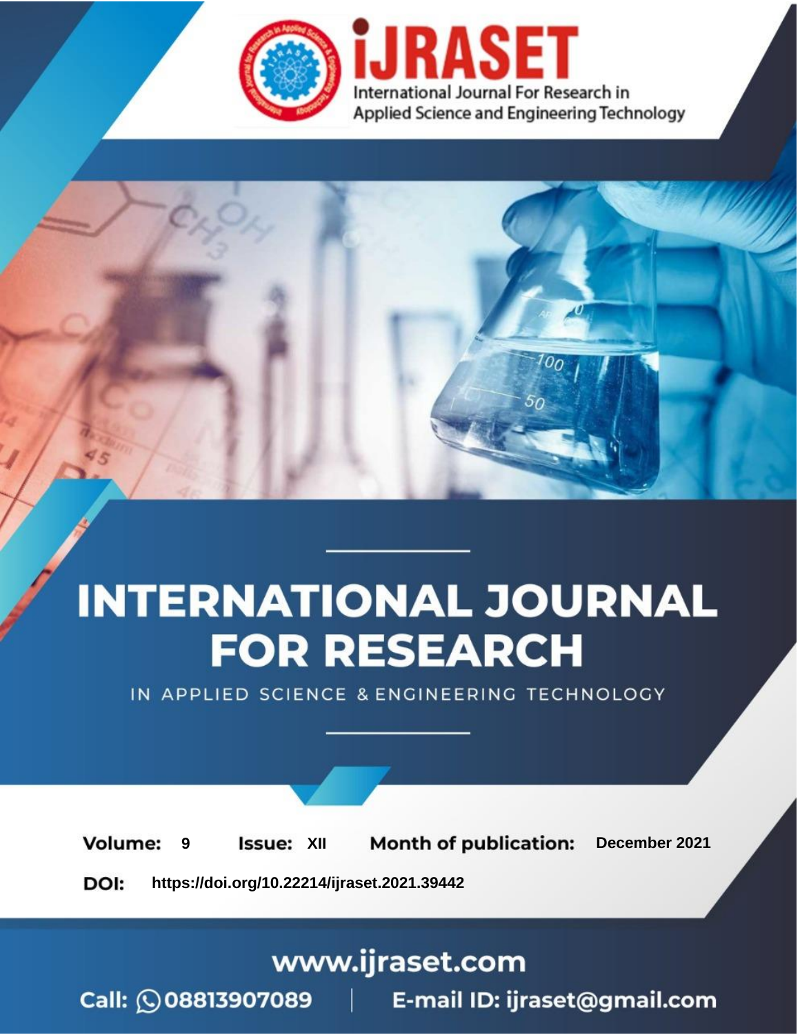# INTERNATIONAL JOURNAL FOR RESEARCH

IN APPLIED SCIENCE & ENGINEERING TECHNOLOGY

**Volume:** 9 **Issue:** XII **Month of publication:** December 2021

**DOI:** https://doi.org/10.22214/ijraset.2021.39442

www.ijraset.com

Call: 08813907089 | E-mail ID: ijraset@gmail.com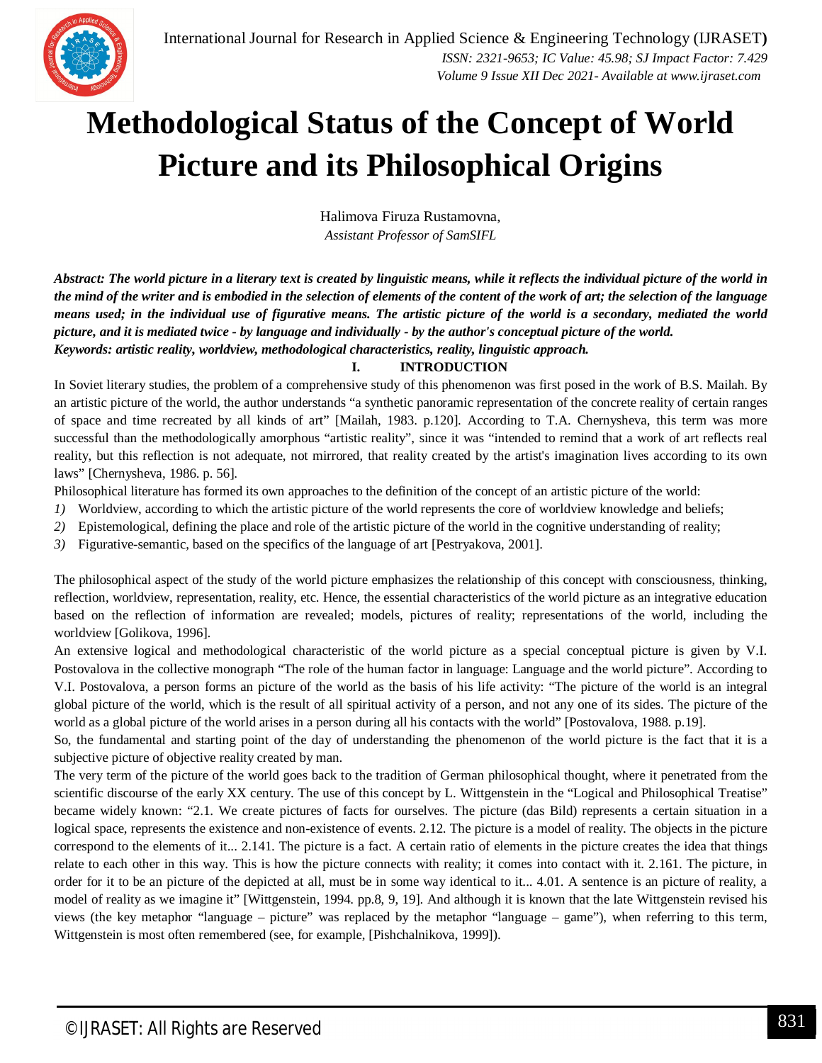# Methodological Status of the Concept of World Picture and its Philosophical Origins

Halimova Firuza Rustamovna,
*Assistant Professor of SamSIFL*

***Abstract:** The world picture in a literary text is created by linguistic means, while it reflects the individual picture of the world in the mind of the writer and is embodied in the selection of elements of the content of the work of art; the selection of the language means used; in the individual use of figurative means. The artistic picture of the world is a secondary, mediated the world picture, and it is mediated twice - by language and individually - by the author's conceptual picture of the world.*
***Keywords:** artistic reality, worldview, methodological characteristics, reality, linguistic approach.*

## I. INTRODUCTION

In Soviet literary studies, the problem of a comprehensive study of this phenomenon was first posed in the work of B.S. Mailah. By an artistic picture of the world, the author understands "a synthetic panoramic representation of the concrete reality of certain ranges of space and time recreated by all kinds of art" [Mailah, 1983. p.120]. According to T.A. Chernysheva, this term was more successful than the methodologically amorphous "artistic reality", since it was "intended to remind that a work of art reflects real reality, but this reflection is not adequate, not mirrored, that reality created by the artist's imagination lives according to its own laws" [Chernysheva, 1986. p. 56].

Philosophical literature has formed its own approaches to the definition of the concept of an artistic picture of the world:

1) Worldview, according to which the artistic picture of the world represents the core of worldview knowledge and beliefs;
2) Epistemological, defining the place and role of the artistic picture of the world in the cognitive understanding of reality;
3) Figurative-semantic, based on the specifics of the language of art [Pestryakova, 2001].

The philosophical aspect of the study of the world picture emphasizes the relationship of this concept with consciousness, thinking, reflection, worldview, representation, reality, etc. Hence, the essential characteristics of the world picture as an integrative education based on the reflection of information are revealed; models, pictures of reality; representations of the world, including the worldview [Golikova, 1996].

An extensive logical and methodological characteristic of the world picture as a special conceptual picture is given by V.I. Postovalova in the collective monograph "The role of the human factor in language: Language and the world picture". According to V.I. Postovalova, a person forms an picture of the world as the basis of his life activity: "The picture of the world is an integral global picture of the world, which is the result of all spiritual activity of a person, and not any one of its sides. The picture of the world as a global picture of the world arises in a person during all his contacts with the world" [Postovalova, 1988. p.19].

So, the fundamental and starting point of the day of understanding the phenomenon of the world picture is the fact that it is a subjective picture of objective reality created by man.

The very term of the picture of the world goes back to the tradition of German philosophical thought, where it penetrated from the scientific discourse of the early XX century. The use of this concept by L. Wittgenstein in the "Logical and Philosophical Treatise" became widely known: "2.1. We create pictures of facts for ourselves. The picture (das Bild) represents a certain situation in a logical space, represents the existence and non-existence of events. 2.12. The picture is a model of reality. The objects in the picture correspond to the elements of it... 2.141. The picture is a fact. A certain ratio of elements in the picture creates the idea that things relate to each other in this way. This is how the picture connects with reality; it comes into contact with it. 2.161. The picture, in order for it to be an picture of the depicted at all, must be in some way identical to it... 4.01. A sentence is an picture of reality, a model of reality as we imagine it" [Wittgenstein, 1994. pp.8, 9, 19]. And although it is known that the late Wittgenstein revised his views (the key metaphor "language – picture" was replaced by the metaphor "language – game"), when referring to this term, Wittgenstein is most often remembered (see, for example, [Pishchalnikova, 1999]).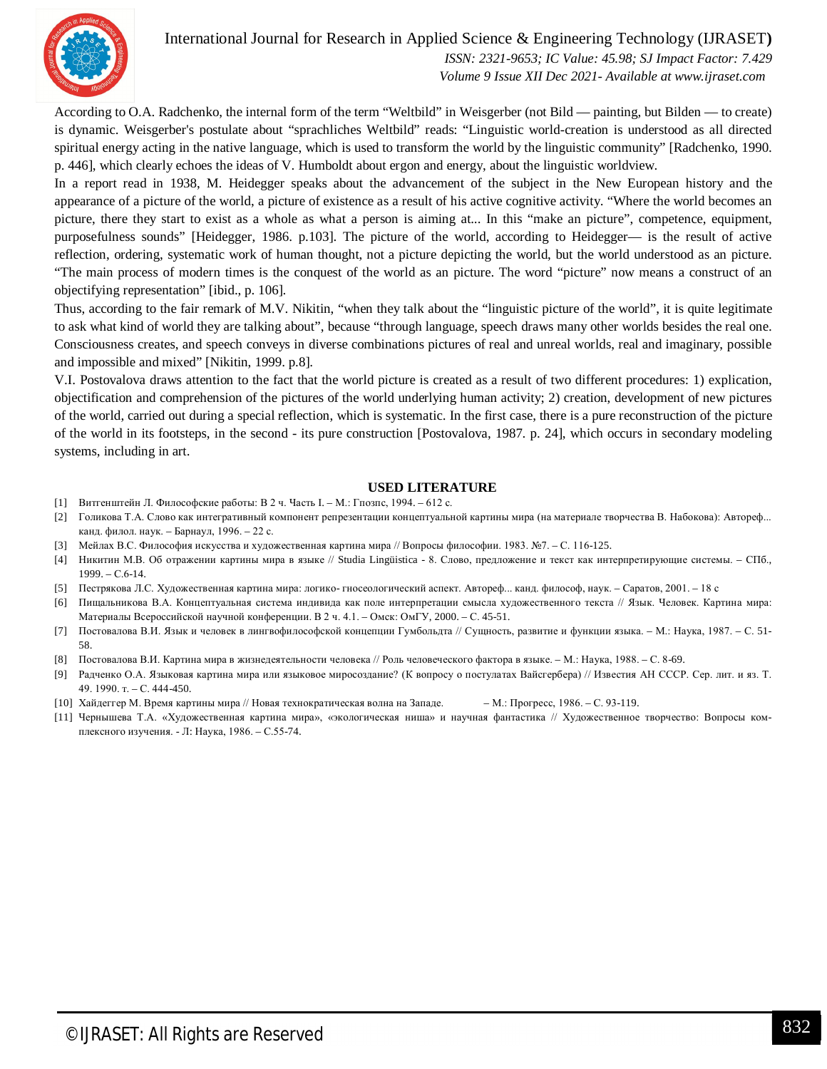According to O.A. Radchenko, the internal form of the term "Weltbild" in Weisgerber (not Bild — painting, but Bilden — to create) is dynamic. Weisgerber's postulate about "sprachliches Weltbild" reads: "Linguistic world-creation is understood as all directed spiritual energy acting in the native language, which is used to transform the world by the linguistic community" [Radchenko, 1990. p. 446], which clearly echoes the ideas of V. Humboldt about ergon and energy, about the linguistic worldview.

In a report read in 1938, M. Heidegger speaks about the advancement of the subject in the New European history and the appearance of a picture of the world, a picture of existence as a result of his active cognitive activity. "Where the world becomes an picture, there they start to exist as a whole as what a person is aiming at... In this "make an picture", competence, equipment, purposefulness sounds" [Heidegger, 1986. p.103]. The picture of the world, according to Heidegger— is the result of active reflection, ordering, systematic work of human thought, not a picture depicting the world, but the world understood as an picture. "The main process of modern times is the conquest of the world as an picture. The word "picture" now means a construct of an objectifying representation" [ibid., p. 106].

Thus, according to the fair remark of M.V. Nikitin, "when they talk about the "linguistic picture of the world", it is quite legitimate to ask what kind of world they are talking about", because "through language, speech draws many other worlds besides the real one. Consciousness creates, and speech conveys in diverse combinations pictures of real and unreal worlds, real and imaginary, possible and impossible and mixed" [Nikitin, 1999. p.8].

V.I. Postovalova draws attention to the fact that the world picture is created as a result of two different procedures: 1) explication, objectification and comprehension of the pictures of the world underlying human activity; 2) creation, development of new pictures of the world, carried out during a special reflection, which is systematic. In the first case, there is a pure reconstruction of the picture of the world in its footsteps, in the second - its pure construction [Postovalova, 1987. p. 24], which occurs in secondary modeling systems, including in art.

## USED LITERATURE

[1] Витгенштейн Л. Философские работы: В 2 ч. Часть I. – М.: Гнозис, 1994. – 612 с.

[2] Голикова Т.А. Слово как интегративный компонент репрезентации концептуальной картины мира (на материале творчества В. Набокова): Автореф... канд. филол. наук. – Барнаул, 1996. – 22 с.

[3] Мейлах В.С. Философия искусства и художественная картина мира // Вопросы философии. 1983. №7. – С. 116-125.

[4] Никитин М.В. Об отражении картины мира в языке // Studia Lingüistica - 8. Слово, предложение и текст как интерпретирующие системы. – СПб., 1999. – С.6-14.

[5] Пестрякова Л.С. Художественная картина мира: логико- гносеологический аспект. Автореф... канд. философ, наук. – Саратов, 2001. – 18 с

[6] Пищальникова В.А. Концептуальная система индивида как поле интерпретации смысла художественного текста // Язык. Человек. Картина мира: Материалы Всероссийской научной конференции. В 2 ч. 4.1. – Омск: ОмГУ, 2000. – С. 45-51.

[7] Постовалова В.И. Язык и человек в лингвофилософской концепции Гумбольдта // Сущность, развитие и функции языка. – М.: Наука, 1987. – С. 51-58.

[8] Постовалова В.И. Картина мира в жизнедеятельности человека // Роль человеческого фактора в языке. – М.: Наука, 1988. – С. 8-69.

[9] Радченко О.А. Языковая картина мира или языковое миросоздание? (К вопросу о постулатах Вайсгербера) // Известия АН СССР. Сер. лит. и яз. Т. 49. 1990. т. – С. 444-450.

[10] Хайдеггер М. Время картины мира // Новая технократическая волна на Западе. – М.: Прогресс, 1986. – С. 93-119.

[11] Чернышева Т.А. «Художественная картина мира», «экологическая ниша» и научная фантастика // Художественное творчество: Вопросы комплексного изучения. - Л: Наука, 1986. – С.55-74.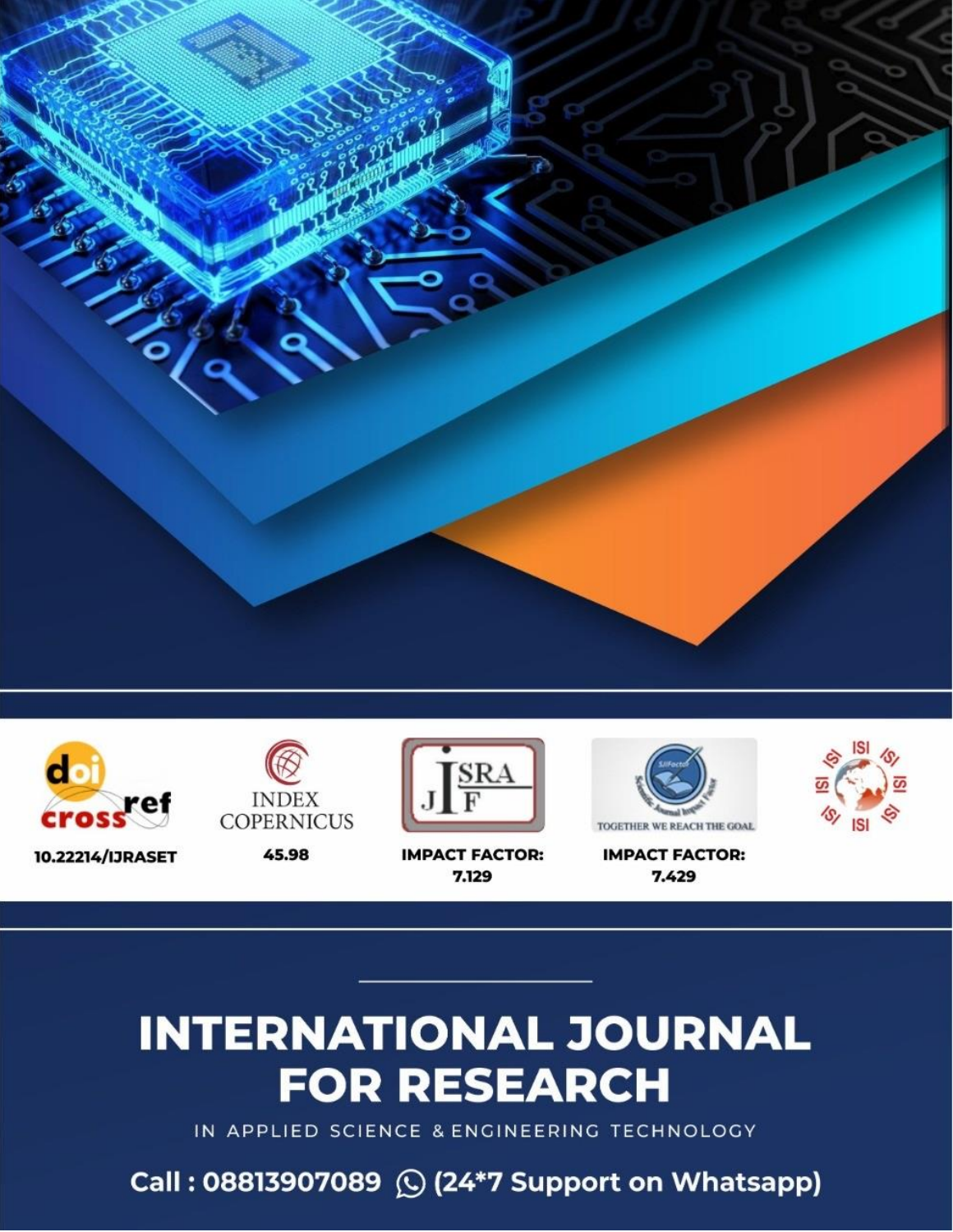10.22214/IJRASET

INDEX COPERNICUS

45.98

IMPACT FACTOR: 7.129

IMPACT FACTOR: 7.429

# INTERNATIONAL JOURNAL FOR RESEARCH

IN APPLIED SCIENCE & ENGINEERING TECHNOLOGY

Call : 08813907089 (24*7 Support on Whatsapp)